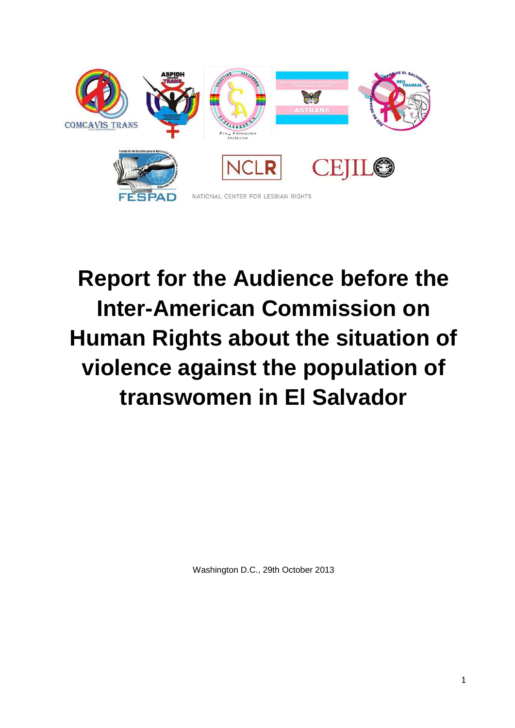COMCAVIS TRANS

ASPIDH ARCOIRIS TRANS

ASTRANS

FESPAD

NCLR

NATIONAL CENTER FOR LESBIAN RIGHTS

CEJIL

# Report for the Audience before the Inter-American Commission on Human Rights about the situation of violence against the population of transwomen in El Salvador

Washington D.C., 29th October 2013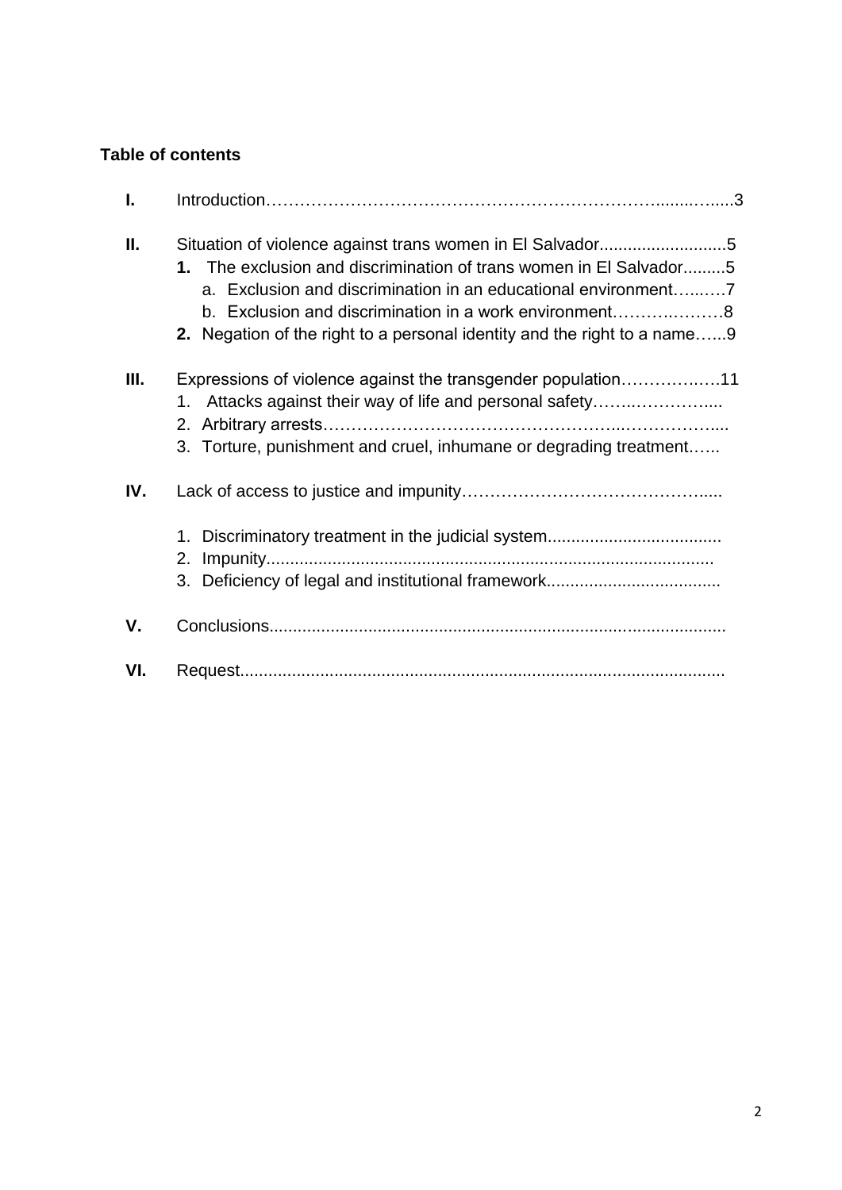**Table of contents**

**I.** Introduction……………………………………………………………….......…......3

**II.** Situation of violence against trans women in El Salvador...........................5

- **1.** The exclusion and discrimination of trans women in El Salvador.........5
  - a. Exclusion and discrimination in an educational environment…...….7
  - b. Exclusion and discrimination in a work environment……….………8
- **2.** Negation of the right to a personal identity and the right to a name…...9

**III.** Expressions of violence against the transgender population…………..….11

1. Attacks against their way of life and personal safety……..…………....
2. Arbitrary arrests…………………………………………………..……………....
3. Torture, punishment and cruel, inhumane or degrading treatment…...

**IV.** Lack of access to justice and impunity……………………………………......

1. Discriminatory treatment in the judicial system.....................................
2. Impunity..............................................................................................
3. Deficiency of legal and institutional framework.....................................

**V.** Conclusions................................................................................................

**VI.** Request......................................................................................................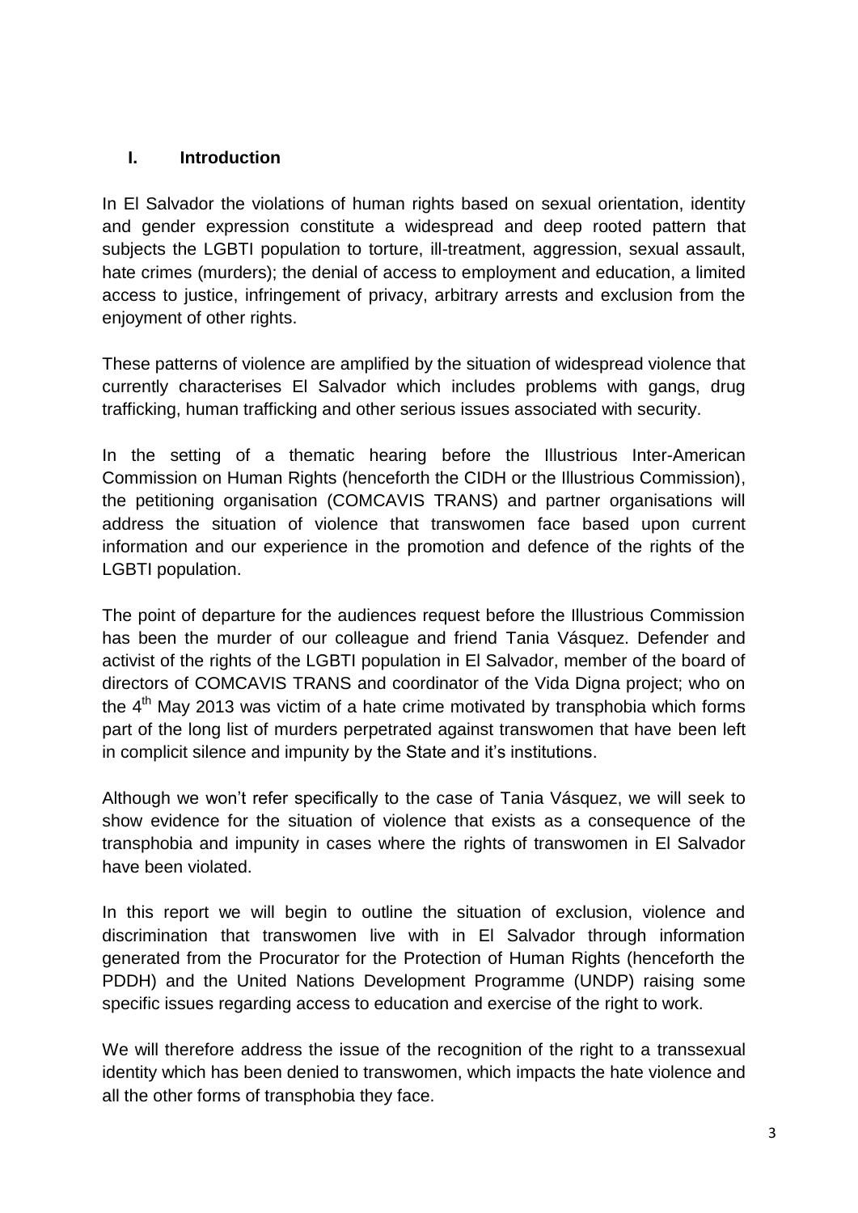## I. Introduction

In El Salvador the violations of human rights based on sexual orientation, identity and gender expression constitute a widespread and deep rooted pattern that subjects the LGBTI population to torture, ill-treatment, aggression, sexual assault, hate crimes (murders); the denial of access to employment and education, a limited access to justice, infringement of privacy, arbitrary arrests and exclusion from the enjoyment of other rights.

These patterns of violence are amplified by the situation of widespread violence that currently characterises El Salvador which includes problems with gangs, drug trafficking, human trafficking and other serious issues associated with security.

In the setting of a thematic hearing before the Illustrious Inter-American Commission on Human Rights (henceforth the CIDH or the Illustrious Commission), the petitioning organisation (COMCAVIS TRANS) and partner organisations will address the situation of violence that transwomen face based upon current information and our experience in the promotion and defence of the rights of the LGBTI population.

The point of departure for the audiences request before the Illustrious Commission has been the murder of our colleague and friend Tania Vásquez. Defender and activist of the rights of the LGBTI population in El Salvador, member of the board of directors of COMCAVIS TRANS and coordinator of the Vida Digna project; who on the 4th May 2013 was victim of a hate crime motivated by transphobia which forms part of the long list of murders perpetrated against transwomen that have been left in complicit silence and impunity by the State and it's institutions.

Although we won't refer specifically to the case of Tania Vásquez, we will seek to show evidence for the situation of violence that exists as a consequence of the transphobia and impunity in cases where the rights of transwomen in El Salvador have been violated.

In this report we will begin to outline the situation of exclusion, violence and discrimination that transwomen live with in El Salvador through information generated from the Procurator for the Protection of Human Rights (henceforth the PDDH) and the United Nations Development Programme (UNDP) raising some specific issues regarding access to education and exercise of the right to work.

We will therefore address the issue of the recognition of the right to a transsexual identity which has been denied to transwomen, which impacts the hate violence and all the other forms of transphobia they face.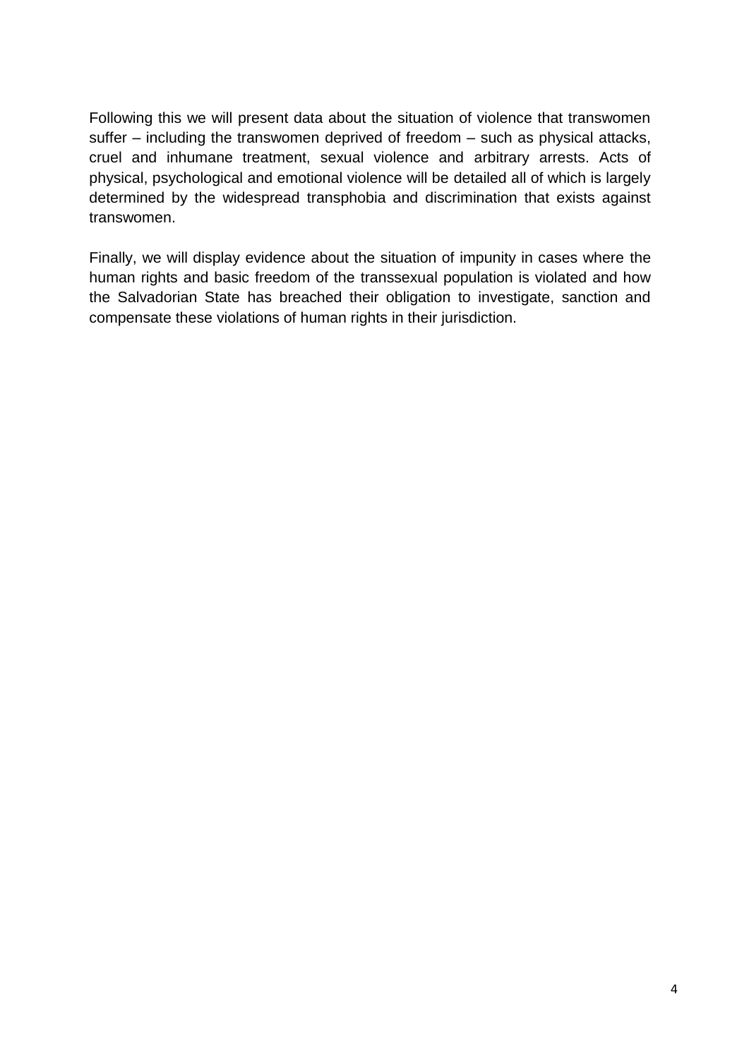Following this we will present data about the situation of violence that transwomen suffer – including the transwomen deprived of freedom – such as physical attacks, cruel and inhumane treatment, sexual violence and arbitrary arrests. Acts of physical, psychological and emotional violence will be detailed all of which is largely determined by the widespread transphobia and discrimination that exists against transwomen.

Finally, we will display evidence about the situation of impunity in cases where the human rights and basic freedom of the transsexual population is violated and how the Salvadorian State has breached their obligation to investigate, sanction and compensate these violations of human rights in their jurisdiction.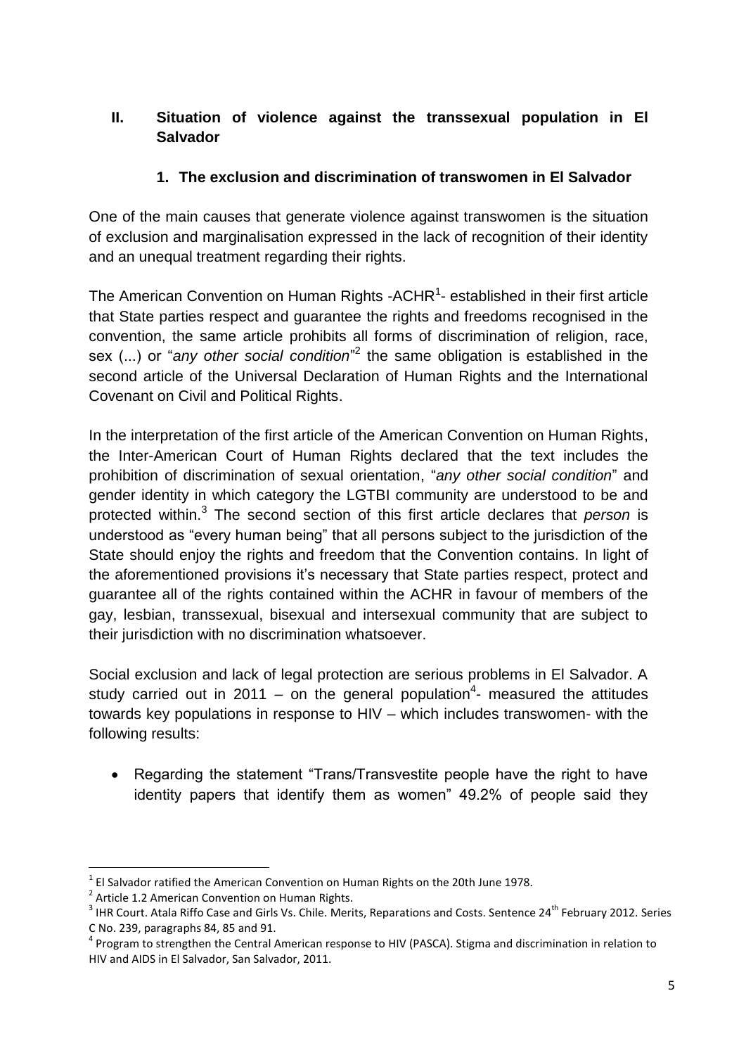## II. Situation of violence against the transsexual population in El Salvador

### 1. The exclusion and discrimination of transwomen in El Salvador

One of the main causes that generate violence against transwomen is the situation of exclusion and marginalisation expressed in the lack of recognition of their identity and an unequal treatment regarding their rights.

The American Convention on Human Rights -ACHR[1]- established in their first article that State parties respect and guarantee the rights and freedoms recognised in the convention, the same article prohibits all forms of discrimination of religion, race, sex (...) or "*any other social condition*"[2] the same obligation is established in the second article of the Universal Declaration of Human Rights and the International Covenant on Civil and Political Rights.

In the interpretation of the first article of the American Convention on Human Rights, the Inter-American Court of Human Rights declared that the text includes the prohibition of discrimination of sexual orientation, "*any other social condition*" and gender identity in which category the LGTBI community are understood to be and protected within.[3] The second section of this first article declares that *person* is understood as "every human being" that all persons subject to the jurisdiction of the State should enjoy the rights and freedom that the Convention contains. In light of the aforementioned provisions it's necessary that State parties respect, protect and guarantee all of the rights contained within the ACHR in favour of members of the gay, lesbian, transsexual, bisexual and intersexual community that are subject to their jurisdiction with no discrimination whatsoever.

Social exclusion and lack of legal protection are serious problems in El Salvador. A study carried out in 2011 – on the general population[4]- measured the attitudes towards key populations in response to HIV – which includes transwomen- with the following results:

- Regarding the statement "Trans/Transvestite people have the right to have identity papers that identify them as women" 49.2% of people said they

---

[1] El Salvador ratified the American Convention on Human Rights on the 20th June 1978.

[2] Article 1.2 American Convention on Human Rights.

[3] IHR Court. Atala Riffo Case and Girls Vs. Chile. Merits, Reparations and Costs. Sentence 24th February 2012. Series C No. 239, paragraphs 84, 85 and 91.

[4] Program to strengthen the Central American response to HIV (PASCA). Stigma and discrimination in relation to HIV and AIDS in El Salvador, San Salvador, 2011.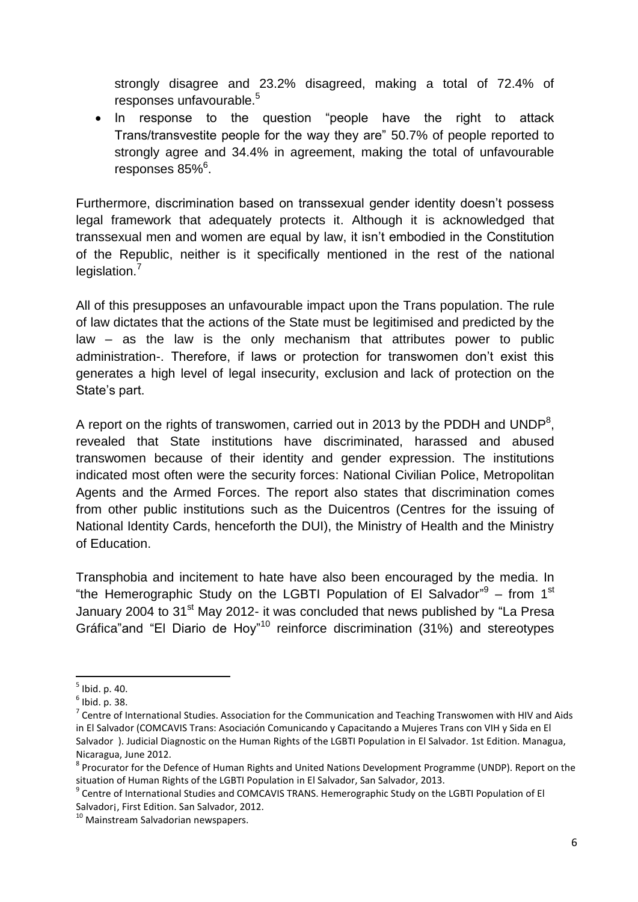strongly disagree and 23.2% disagreed, making a total of 72.4% of responses unfavourable.[5]

- In response to the question "people have the right to attack Trans/transvestite people for the way they are" 50.7% of people reported to strongly agree and 34.4% in agreement, making the total of unfavourable responses 85%[6].

Furthermore, discrimination based on transsexual gender identity doesn't possess legal framework that adequately protects it. Although it is acknowledged that transsexual men and women are equal by law, it isn't embodied in the Constitution of the Republic, neither is it specifically mentioned in the rest of the national legislation.[7]

All of this presupposes an unfavourable impact upon the Trans population. The rule of law dictates that the actions of the State must be legitimised and predicted by the law – as the law is the only mechanism that attributes power to public administration-. Therefore, if laws or protection for transwomen don't exist this generates a high level of legal insecurity, exclusion and lack of protection on the State's part.

A report on the rights of transwomen, carried out in 2013 by the PDDH and UNDP[8], revealed that State institutions have discriminated, harassed and abused transwomen because of their identity and gender expression. The institutions indicated most often were the security forces: National Civilian Police, Metropolitan Agents and the Armed Forces. The report also states that discrimination comes from other public institutions such as the Duicentros (Centres for the issuing of National Identity Cards, henceforth the DUI), the Ministry of Health and the Ministry of Education.

Transphobia and incitement to hate have also been encouraged by the media. In "the Hemerographic Study on the LGBTI Population of El Salvador"[9] – from 1st January 2004 to 31st May 2012- it was concluded that news published by "La Presa Gráfica"and "El Diario de Hoy"[10] reinforce discrimination (31%) and stereotypes

---

[5] Ibid. p. 40.

[6] Ibid. p. 38.

[7] Centre of International Studies. Association for the Communication and Teaching Transwomen with HIV and Aids in El Salvador (COMCAVIS Trans: Asociación Comunicando y Capacitando a Mujeres Trans con VIH y Sida en El Salvador ). Judicial Diagnostic on the Human Rights of the LGBTI Population in El Salvador. 1st Edition. Managua, Nicaragua, June 2012.

[8] Procurator for the Defence of Human Rights and United Nations Development Programme (UNDP). Report on the situation of Human Rights of the LGBTI Population in El Salvador, San Salvador, 2013.

[9] Centre of International Studies and COMCAVIS TRANS. Hemerographic Study on the LGBTI Population of El Salvador¡, First Edition. San Salvador, 2012.

[10] Mainstream Salvadorian newspapers.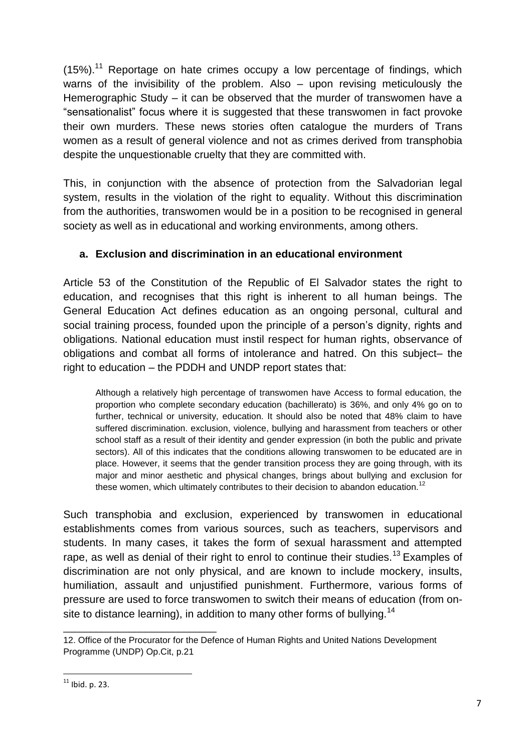(15%).[11] Reportage on hate crimes occupy a low percentage of findings, which warns of the invisibility of the problem. Also – upon revising meticulously the Hemerographic Study – it can be observed that the murder of transwomen have a "sensationalist" focus where it is suggested that these transwomen in fact provoke their own murders. These news stories often catalogue the murders of Trans women as a result of general violence and not as crimes derived from transphobia despite the unquestionable cruelty that they are committed with.

This, in conjunction with the absence of protection from the Salvadorian legal system, results in the violation of the right to equality. Without this discrimination from the authorities, transwomen would be in a position to be recognised in general society as well as in educational and working environments, among others.

### a. Exclusion and discrimination in an educational environment

Article 53 of the Constitution of the Republic of El Salvador states the right to education, and recognises that this right is inherent to all human beings. The General Education Act defines education as an ongoing personal, cultural and social training process, founded upon the principle of a person's dignity, rights and obligations. National education must instil respect for human rights, observance of obligations and combat all forms of intolerance and hatred. On this subject– the right to education – the PDDH and UNDP report states that:

> Although a relatively high percentage of transwomen have Access to formal education, the proportion who complete secondary education (bachillerato) is 36%, and only 4% go on to further, technical or university, education. It should also be noted that 48% claim to have suffered discrimination. exclusion, violence, bullying and harassment from teachers or other school staff as a result of their identity and gender expression (in both the public and private sectors). All of this indicates that the conditions allowing transwomen to be educated are in place. However, it seems that the gender transition process they are going through, with its major and minor aesthetic and physical changes, brings about bullying and exclusion for these women, which ultimately contributes to their decision to abandon education.[12]

Such transphobia and exclusion, experienced by transwomen in educational establishments comes from various sources, such as teachers, supervisors and students. In many cases, it takes the form of sexual harassment and attempted rape, as well as denial of their right to enrol to continue their studies.[13] Examples of discrimination are not only physical, and are known to include mockery, insults, humiliation, assault and unjustified punishment. Furthermore, various forms of pressure are used to force transwomen to switch their means of education (from on-site to distance learning), in addition to many other forms of bullying.[14]

---

12. Office of the Procurator for the Defence of Human Rights and United Nations Development Programme (UNDP) Op.Cit, p.21

[11] Ibid. p. 23.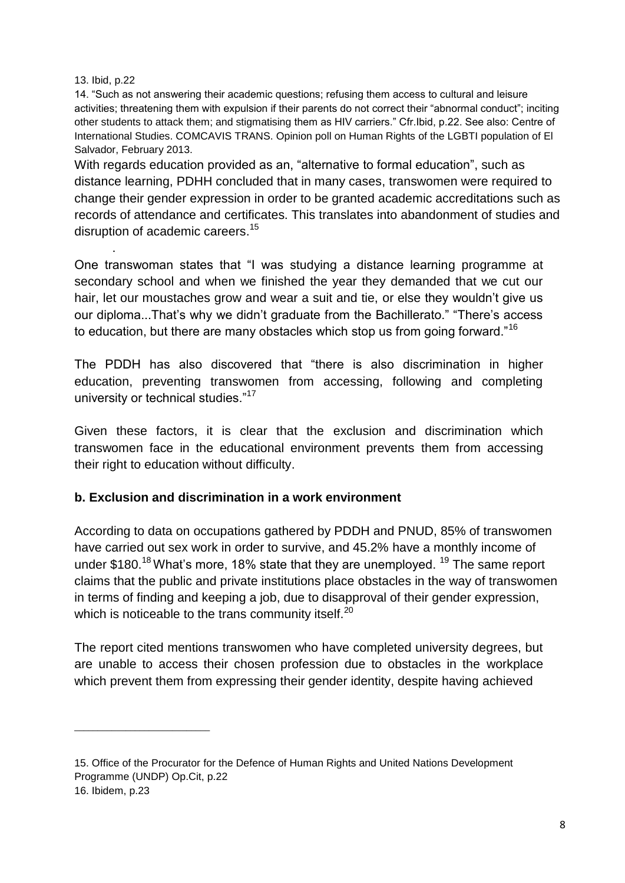13. Ibid, p.22

14. "Such as not answering their academic questions; refusing them access to cultural and leisure activities; threatening them with expulsion if their parents do not correct their "abnormal conduct"; inciting other students to attack them; and stigmatising them as HIV carriers." Cfr.Ibid, p.22. See also: Centre of International Studies. COMCAVIS TRANS. Opinion poll on Human Rights of the LGBTI population of El Salvador, February 2013.

With regards education provided as an, "alternative to formal education", such as distance learning, PDHH concluded that in many cases, transwomen were required to change their gender expression in order to be granted academic accreditations such as records of attendance and certificates. This translates into abandonment of studies and disruption of academic careers.[15]

.

One transwoman states that "I was studying a distance learning programme at secondary school and when we finished the year they demanded that we cut our hair, let our moustaches grow and wear a suit and tie, or else they wouldn't give us our diploma...That's why we didn't graduate from the Bachillerato." "There's access to education, but there are many obstacles which stop us from going forward."[16]

The PDDH has also discovered that "there is also discrimination in higher education, preventing transwomen from accessing, following and completing university or technical studies."[17]

Given these factors, it is clear that the exclusion and discrimination which transwomen face in the educational environment prevents them from accessing their right to education without difficulty.

**b. Exclusion and discrimination in a work environment**

According to data on occupations gathered by PDDH and PNUD, 85% of transwomen have carried out sex work in order to survive, and 45.2% have a monthly income of under $180.[18] What's more, 18% state that they are unemployed. [19] The same report claims that the public and private institutions place obstacles in the way of transwomen in terms of finding and keeping a job, due to disapproval of their gender expression, which is noticeable to the trans community itself.[20]

The report cited mentions transwomen who have completed university degrees, but are unable to access their chosen profession due to obstacles in the workplace which prevent them from expressing their gender identity, despite having achieved

---

15. Office of the Procurator for the Defence of Human Rights and United Nations Development Programme (UNDP) Op.Cit, p.22

16. Ibidem, p.23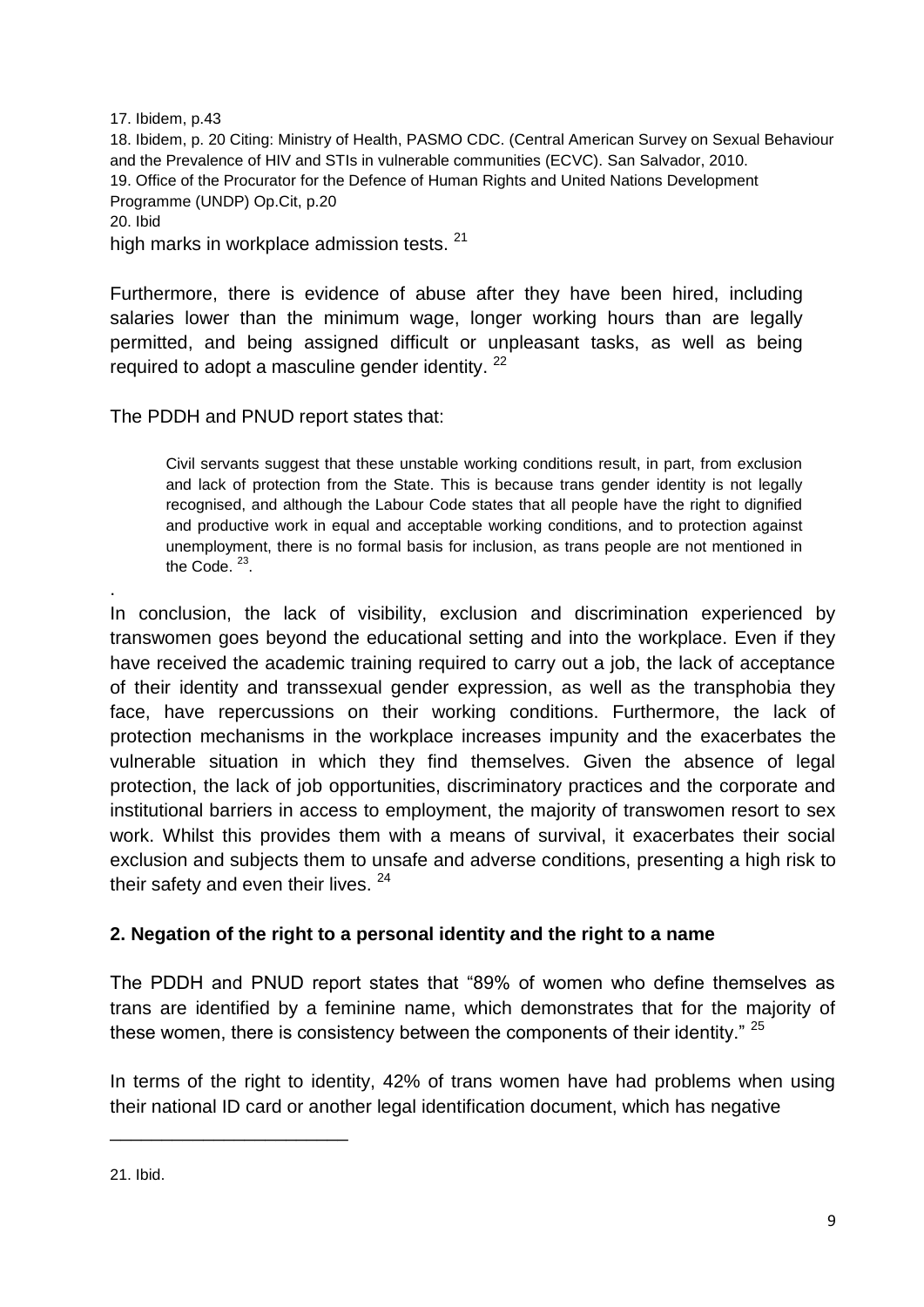17. Ibidem, p.43

18. Ibidem, p. 20 Citing: Ministry of Health, PASMO CDC. (Central American Survey on Sexual Behaviour and the Prevalence of HIV and STIs in vulnerable communities (ECVC). San Salvador, 2010.

19. Office of the Procurator for the Defence of Human Rights and United Nations Development Programme (UNDP) Op.Cit, p.20

20. Ibid

high marks in workplace admission tests. [21]

Furthermore, there is evidence of abuse after they have been hired, including salaries lower than the minimum wage, longer working hours than are legally permitted, and being assigned difficult or unpleasant tasks, as well as being required to adopt a masculine gender identity. [22]

The PDDH and PNUD report states that:

> Civil servants suggest that these unstable working conditions result, in part, from exclusion and lack of protection from the State. This is because trans gender identity is not legally recognised, and although the Labour Code states that all people have the right to dignified and productive work in equal and acceptable working conditions, and to protection against unemployment, there is no formal basis for inclusion, as trans people are not mentioned in the Code. [23].

.

In conclusion, the lack of visibility, exclusion and discrimination experienced by transwomen goes beyond the educational setting and into the workplace. Even if they have received the academic training required to carry out a job, the lack of acceptance of their identity and transsexual gender expression, as well as the transphobia they face, have repercussions on their working conditions. Furthermore, the lack of protection mechanisms in the workplace increases impunity and the exacerbates the vulnerable situation in which they find themselves. Given the absence of legal protection, the lack of job opportunities, discriminatory practices and the corporate and institutional barriers in access to employment, the majority of transwomen resort to sex work. Whilst this provides them with a means of survival, it exacerbates their social exclusion and subjects them to unsafe and adverse conditions, presenting a high risk to their safety and even their lives. [24]

## 2. Negation of the right to a personal identity and the right to a name

The PDDH and PNUD report states that "89% of women who define themselves as trans are identified by a feminine name, which demonstrates that for the majority of these women, there is consistency between the components of their identity." [25]

In terms of the right to identity, 42% of trans women have had problems when using their national ID card or another legal identification document, which has negative

---

21. Ibid.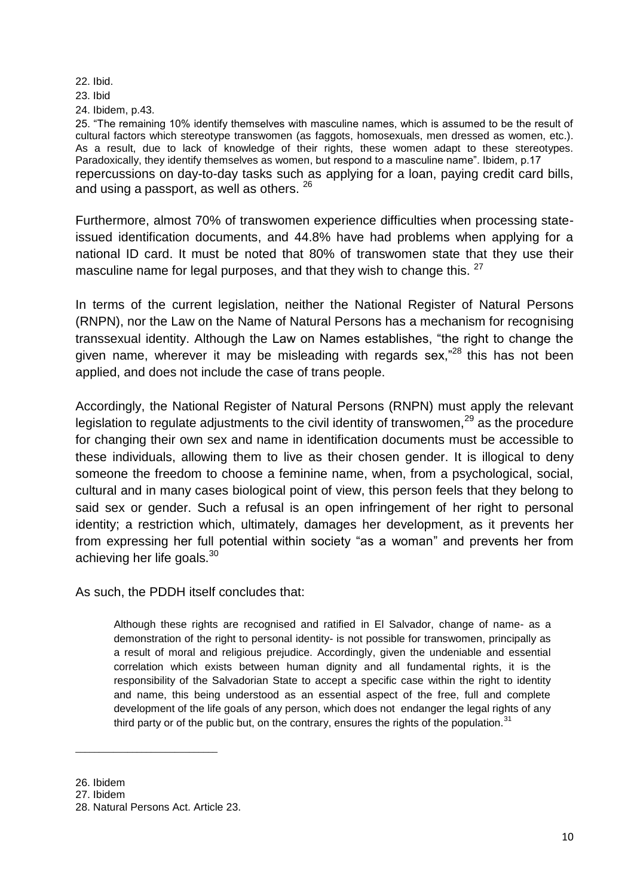22. Ibid.

23. Ibid

24. Ibidem, p.43.

25. "The remaining 10% identify themselves with masculine names, which is assumed to be the result of cultural factors which stereotype transwomen (as faggots, homosexuals, men dressed as women, etc.). As a result, due to lack of knowledge of their rights, these women adapt to these stereotypes. Paradoxically, they identify themselves as women, but respond to a masculine name". Ibidem, p.17

repercussions on day-to-day tasks such as applying for a loan, paying credit card bills, and using a passport, as well as others. [26]

Furthermore, almost 70% of transwomen experience difficulties when processing state-issued identification documents, and 44.8% have had problems when applying for a national ID card. It must be noted that 80% of transwomen state that they use their masculine name for legal purposes, and that they wish to change this. [27]

In terms of the current legislation, neither the National Register of Natural Persons (RNPN), nor the Law on the Name of Natural Persons has a mechanism for recognising transsexual identity. Although the Law on Names establishes, "the right to change the given name, wherever it may be misleading with regards sex,"[28] this has not been applied, and does not include the case of trans people.

Accordingly, the National Register of Natural Persons (RNPN) must apply the relevant legislation to regulate adjustments to the civil identity of transwomen,[29] as the procedure for changing their own sex and name in identification documents must be accessible to these individuals, allowing them to live as their chosen gender. It is illogical to deny someone the freedom to choose a feminine name, when, from a psychological, social, cultural and in many cases biological point of view, this person feels that they belong to said sex or gender. Such a refusal is an open infringement of her right to personal identity; a restriction which, ultimately, damages her development, as it prevents her from expressing her full potential within society "as a woman" and prevents her from achieving her life goals.[30]

As such, the PDDH itself concludes that:

> Although these rights are recognised and ratified in El Salvador, change of name- as a demonstration of the right to personal identity- is not possible for transwomen, principally as a result of moral and religious prejudice. Accordingly, given the undeniable and essential correlation which exists between human dignity and all fundamental rights, it is the responsibility of the Salvadorian State to accept a specific case within the right to identity and name, this being understood as an essential aspect of the free, full and complete development of the life goals of any person, which does not endanger the legal rights of any third party or of the public but, on the contrary, ensures the rights of the population.[31]

---

26. Ibidem

27. Ibidem

28. Natural Persons Act. Article 23.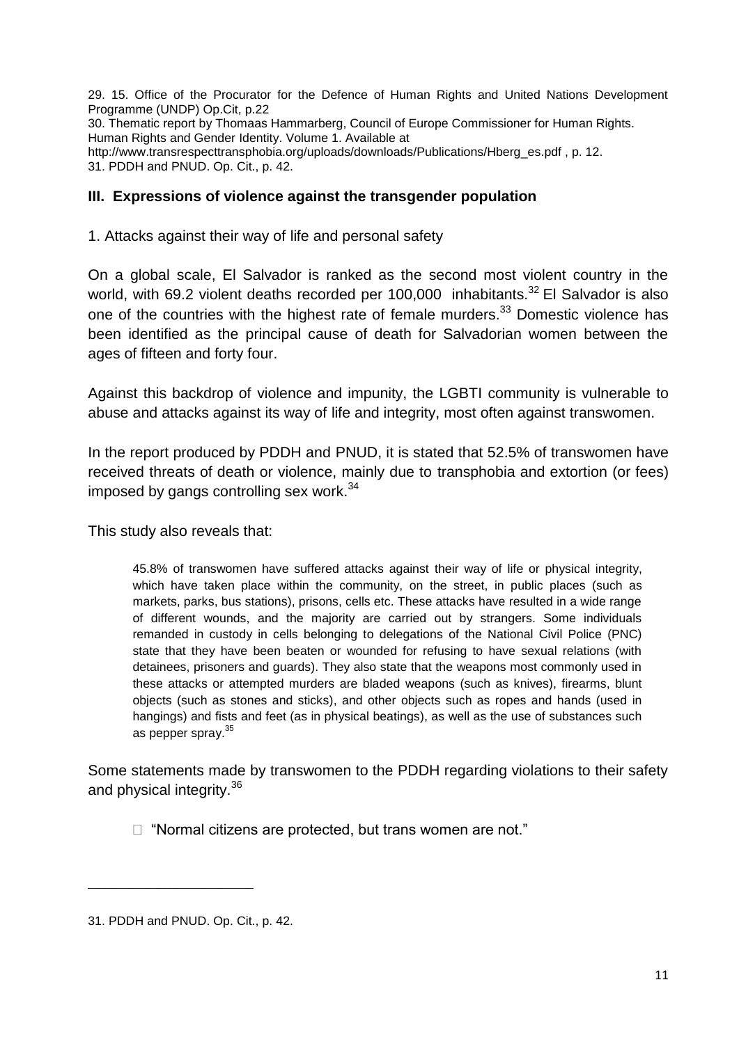29. 15. Office of the Procurator for the Defence of Human Rights and United Nations Development Programme (UNDP) Op.Cit, p.22
30. Thematic report by Thomaas Hammarberg, Council of Europe Commissioner for Human Rights. Human Rights and Gender Identity. Volume 1. Available at http://www.transrespecttransphobia.org/uploads/downloads/Publications/Hberg_es.pdf , p. 12.
31. PDDH and PNUD. Op. Cit., p. 42.

## III. Expressions of violence against the transgender population

1. Attacks against their way of life and personal safety

On a global scale, El Salvador is ranked as the second most violent country in the world, with 69.2 violent deaths recorded per 100,000 inhabitants.[32] El Salvador is also one of the countries with the highest rate of female murders.[33] Domestic violence has been identified as the principal cause of death for Salvadorian women between the ages of fifteen and forty four.

Against this backdrop of violence and impunity, the LGBTI community is vulnerable to abuse and attacks against its way of life and integrity, most often against transwomen.

In the report produced by PDDH and PNUD, it is stated that 52.5% of transwomen have received threats of death or violence, mainly due to transphobia and extortion (or fees) imposed by gangs controlling sex work.[34]

This study also reveals that:

> 45.8% of transwomen have suffered attacks against their way of life or physical integrity, which have taken place within the community, on the street, in public places (such as markets, parks, bus stations), prisons, cells etc. These attacks have resulted in a wide range of different wounds, and the majority are carried out by strangers. Some individuals remanded in custody in cells belonging to delegations of the National Civil Police (PNC) state that they have been beaten or wounded for refusing to have sexual relations (with detainees, prisoners and guards). They also state that the weapons most commonly used in these attacks or attempted murders are bladed weapons (such as knives), firearms, blunt objects (such as stones and sticks), and other objects such as ropes and hands (used in hangings) and fists and feet (as in physical beatings), as well as the use of substances such as pepper spray.[35]

Some statements made by transwomen to the PDDH regarding violations to their safety and physical integrity.[36]

- "Normal citizens are protected, but trans women are not."

31. PDDH and PNUD. Op. Cit., p. 42.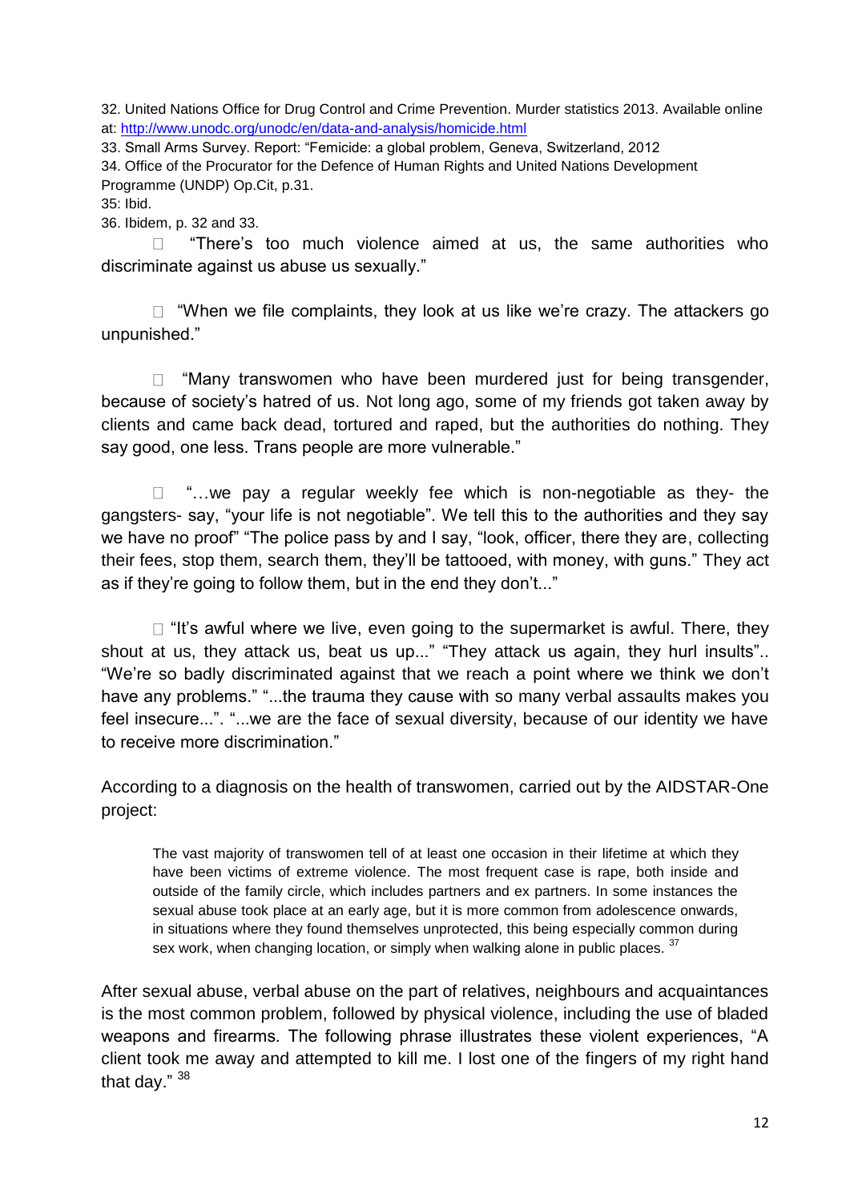32. United Nations Office for Drug Control and Crime Prevention. Murder statistics 2013. Available online at: http://www.unodc.org/unodc/en/data-and-analysis/homicide.html

33. Small Arms Survey. Report: "Femicide: a global problem, Geneva, Switzerland, 2012

34. Office of the Procurator for the Defence of Human Rights and United Nations Development Programme (UNDP) Op.Cit, p.31.

35: Ibid.

36. Ibidem, p. 32 and 33.

- "There's too much violence aimed at us, the same authorities who discriminate against us abuse us sexually."

- "When we file complaints, they look at us like we're crazy. The attackers go unpunished."

- "Many transwomen who have been murdered just for being transgender, because of society's hatred of us. Not long ago, some of my friends got taken away by clients and came back dead, tortured and raped, but the authorities do nothing. They say good, one less. Trans people are more vulnerable."

- "…we pay a regular weekly fee which is non-negotiable as they- the gangsters- say, "your life is not negotiable". We tell this to the authorities and they say we have no proof" "The police pass by and I say, "look, officer, there they are, collecting their fees, stop them, search them, they'll be tattooed, with money, with guns." They act as if they're going to follow them, but in the end they don't..."

- "It's awful where we live, even going to the supermarket is awful. There, they shout at us, they attack us, beat us up..." "They attack us again, they hurl insults".. "We're so badly discriminated against that we reach a point where we think we don't have any problems." "...the trauma they cause with so many verbal assaults makes you feel insecure...". "...we are the face of sexual diversity, because of our identity we have to receive more discrimination."

According to a diagnosis on the health of transwomen, carried out by the AIDSTAR-One project:

> The vast majority of transwomen tell of at least one occasion in their lifetime at which they have been victims of extreme violence. The most frequent case is rape, both inside and outside of the family circle, which includes partners and ex partners. In some instances the sexual abuse took place at an early age, but it is more common from adolescence onwards, in situations where they found themselves unprotected, this being especially common during sex work, when changing location, or simply when walking alone in public places. [37]

After sexual abuse, verbal abuse on the part of relatives, neighbours and acquaintances is the most common problem, followed by physical violence, including the use of bladed weapons and firearms. The following phrase illustrates these violent experiences, "A client took me away and attempted to kill me. I lost one of the fingers of my right hand that day." [38]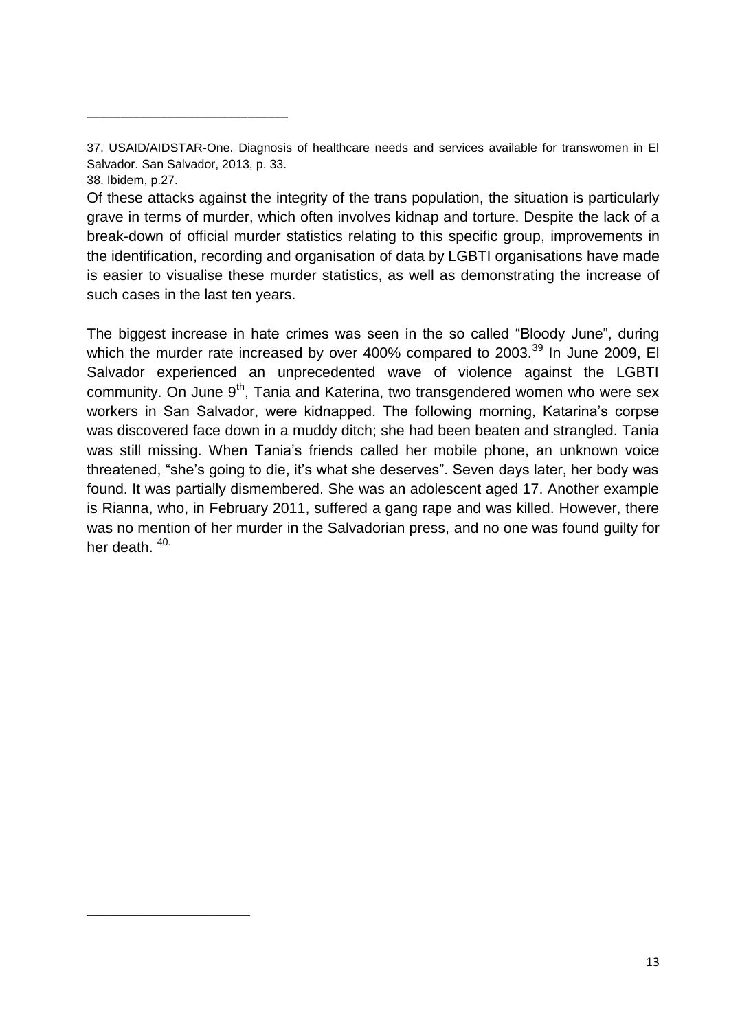37. USAID/AIDSTAR-One. Diagnosis of healthcare needs and services available for transwomen in El Salvador. San Salvador, 2013, p. 33.

38. Ibidem, p.27.

Of these attacks against the integrity of the trans population, the situation is particularly grave in terms of murder, which often involves kidnap and torture. Despite the lack of a break-down of official murder statistics relating to this specific group, improvements in the identification, recording and organisation of data by LGBTI organisations have made is easier to visualise these murder statistics, as well as demonstrating the increase of such cases in the last ten years.

The biggest increase in hate crimes was seen in the so called "Bloody June", during which the murder rate increased by over 400% compared to 2003.[39] In June 2009, El Salvador experienced an unprecedented wave of violence against the LGBTI community. On June 9th, Tania and Katerina, two transgendered women who were sex workers in San Salvador, were kidnapped. The following morning, Katarina's corpse was discovered face down in a muddy ditch; she had been beaten and strangled. Tania was still missing. When Tania's friends called her mobile phone, an unknown voice threatened, "she's going to die, it's what she deserves". Seven days later, her body was found. It was partially dismembered. She was an adolescent aged 17. Another example is Rianna, who, in February 2011, suffered a gang rape and was killed. However, there was no mention of her murder in the Salvadorian press, and no one was found guilty for her death. [40]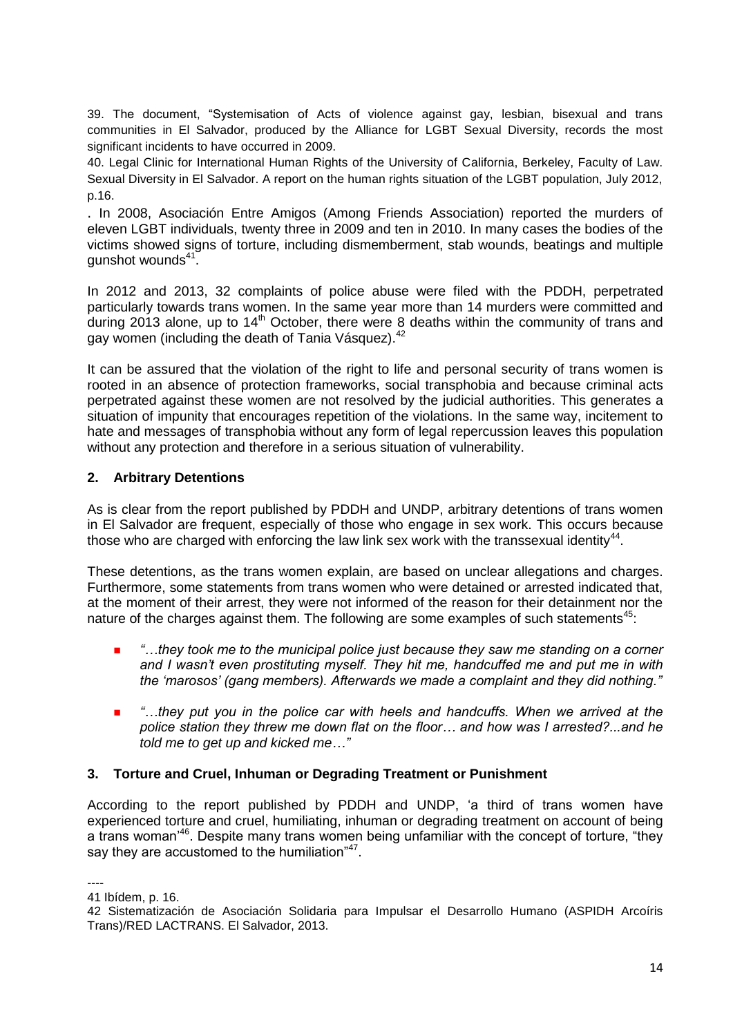39. The document, "Systemisation of Acts of violence against gay, lesbian, bisexual and trans communities in El Salvador, produced by the Alliance for LGBT Sexual Diversity, records the most significant incidents to have occurred in 2009.

40. Legal Clinic for International Human Rights of the University of California, Berkeley, Faculty of Law. Sexual Diversity in El Salvador. A report on the human rights situation of the LGBT population, July 2012, p.16.

. In 2008, Asociación Entre Amigos (Among Friends Association) reported the murders of eleven LGBT individuals, twenty three in 2009 and ten in 2010. In many cases the bodies of the victims showed signs of torture, including dismemberment, stab wounds, beatings and multiple gunshot wounds[41].

In 2012 and 2013, 32 complaints of police abuse were filed with the PDDH, perpetrated particularly towards trans women. In the same year more than 14 murders were committed and during 2013 alone, up to 14th October, there were 8 deaths within the community of trans and gay women (including the death of Tania Vásquez).[42]

It can be assured that the violation of the right to life and personal security of trans women is rooted in an absence of protection frameworks, social transphobia and because criminal acts perpetrated against these women are not resolved by the judicial authorities. This generates a situation of impunity that encourages repetition of the violations. In the same way, incitement to hate and messages of transphobia without any form of legal repercussion leaves this population without any protection and therefore in a serious situation of vulnerability.

## 2. Arbitrary Detentions

As is clear from the report published by PDDH and UNDP, arbitrary detentions of trans women in El Salvador are frequent, especially of those who engage in sex work. This occurs because those who are charged with enforcing the law link sex work with the transsexual identity[44].

These detentions, as the trans women explain, are based on unclear allegations and charges. Furthermore, some statements from trans women who were detained or arrested indicated that, at the moment of their arrest, they were not informed of the reason for their detainment nor the nature of the charges against them. The following are some examples of such statements[45]:

- *"…they took me to the municipal police just because they saw me standing on a corner and I wasn't even prostituting myself. They hit me, handcuffed me and put me in with the 'marosos' (gang members). Afterwards we made a complaint and they did nothing."*
- *"…they put you in the police car with heels and handcuffs. When we arrived at the police station they threw me down flat on the floor… and how was I arrested?...and he told me to get up and kicked me…"*

## 3. Torture and Cruel, Inhuman or Degrading Treatment or Punishment

According to the report published by PDDH and UNDP, 'a third of trans women have experienced torture and cruel, humiliating, inhuman or degrading treatment on account of being a trans woman'[46]. Despite many trans women being unfamiliar with the concept of torture, "they say they are accustomed to the humiliation"[47].

----

41 Ibídem, p. 16.

42 Sistematización de Asociación Solidaria para Impulsar el Desarrollo Humano (ASPIDH Arcoíris Trans)/RED LACTRANS. El Salvador, 2013.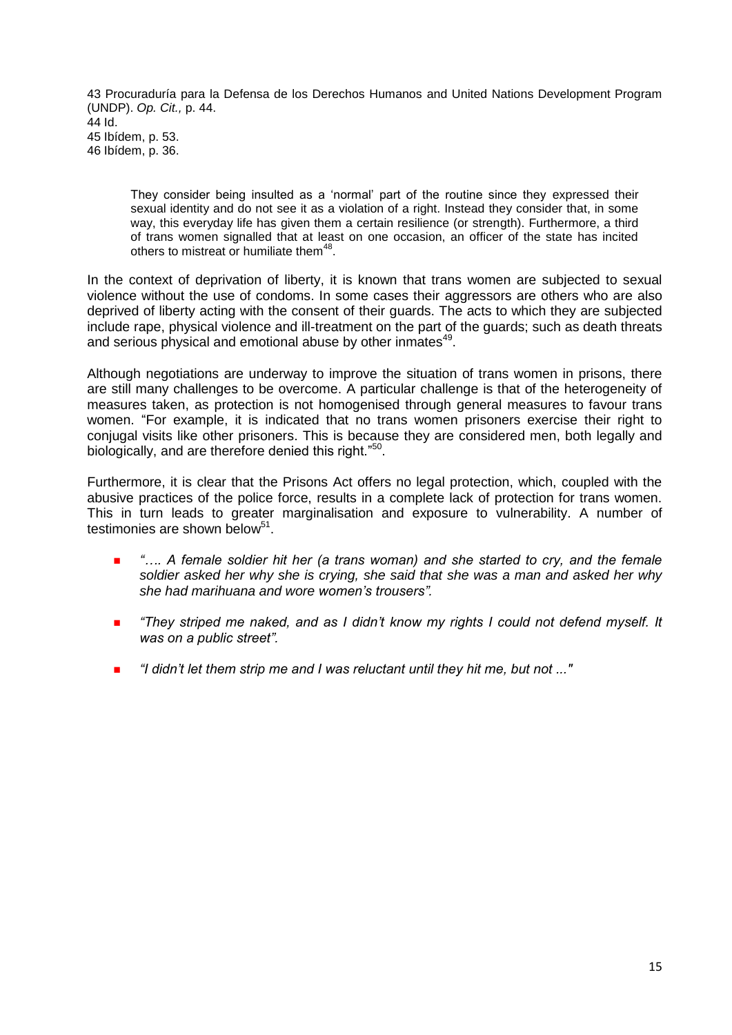43 Procuraduría para la Defensa de los Derechos Humanos and United Nations Development Program (UNDP). *Op. Cit.,* p. 44.
44 Id.
45 Ibídem, p. 53.
46 Ibídem, p. 36.

> They consider being insulted as a 'normal' part of the routine since they expressed their sexual identity and do not see it as a violation of a right. Instead they consider that, in some way, this everyday life has given them a certain resilience (or strength). Furthermore, a third of trans women signalled that at least on one occasion, an officer of the state has incited others to mistreat or humiliate them[48].

In the context of deprivation of liberty, it is known that trans women are subjected to sexual violence without the use of condoms. In some cases their aggressors are others who are also deprived of liberty acting with the consent of their guards. The acts to which they are subjected include rape, physical violence and ill-treatment on the part of the guards; such as death threats and serious physical and emotional abuse by other inmates[49].

Although negotiations are underway to improve the situation of trans women in prisons, there are still many challenges to be overcome. A particular challenge is that of the heterogeneity of measures taken, as protection is not homogenised through general measures to favour trans women. "For example, it is indicated that no trans women prisoners exercise their right to conjugal visits like other prisoners. This is because they are considered men, both legally and biologically, and are therefore denied this right."[50].

Furthermore, it is clear that the Prisons Act offers no legal protection, which, coupled with the abusive practices of the police force, results in a complete lack of protection for trans women. This in turn leads to greater marginalisation and exposure to vulnerability. A number of testimonies are shown below[51].

- *"…. A female soldier hit her (a trans woman) and she started to cry, and the female soldier asked her why she is crying, she said that she was a man and asked her why she had marihuana and wore women's trousers".*
- *"They striped me naked, and as I didn't know my rights I could not defend myself. It was on a public street".*
- *"I didn't let them strip me and I was reluctant until they hit me, but not ..."*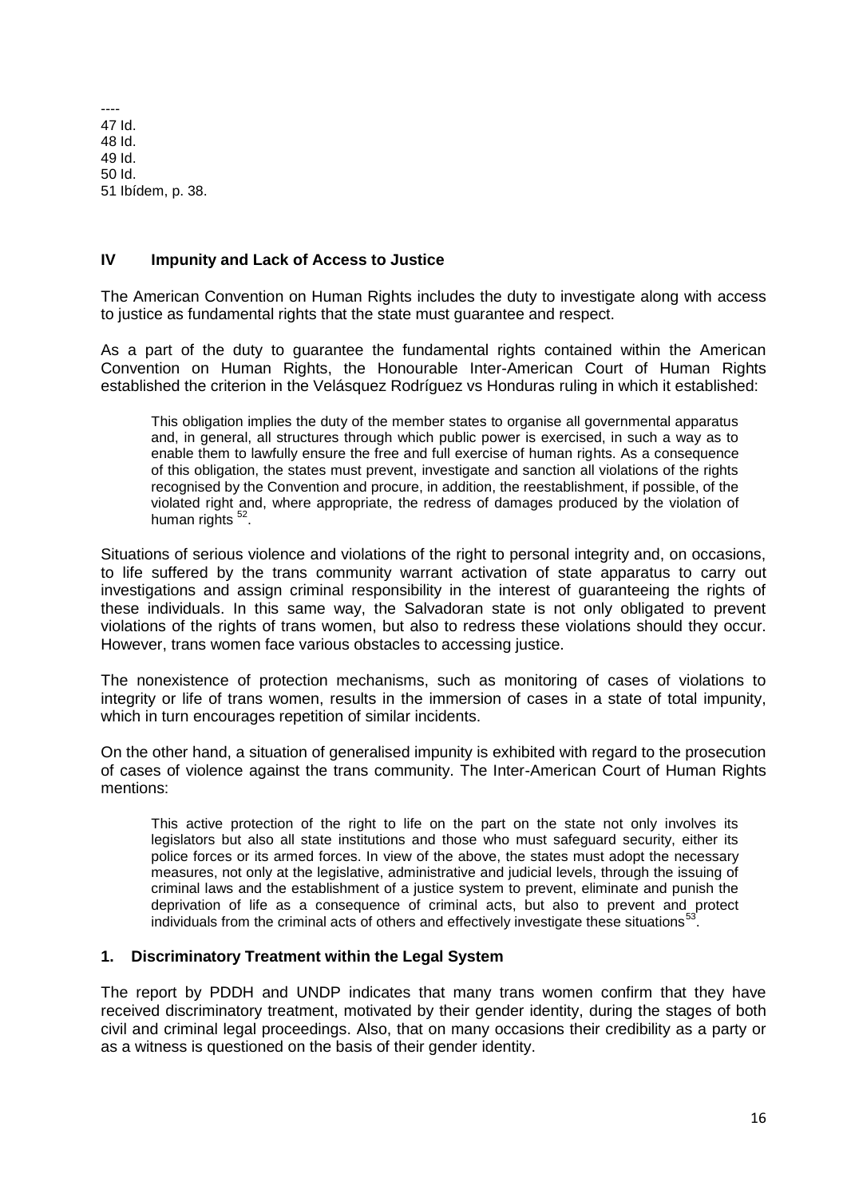----
47 Id.
48 Id.
49 Id.
50 Id.
51 Ibídem, p. 38.

## IV Impunity and Lack of Access to Justice

The American Convention on Human Rights includes the duty to investigate along with access to justice as fundamental rights that the state must guarantee and respect.

As a part of the duty to guarantee the fundamental rights contained within the American Convention on Human Rights, the Honourable Inter-American Court of Human Rights established the criterion in the Velásquez Rodríguez vs Honduras ruling in which it established:

> This obligation implies the duty of the member states to organise all governmental apparatus and, in general, all structures through which public power is exercised, in such a way as to enable them to lawfully ensure the free and full exercise of human rights. As a consequence of this obligation, the states must prevent, investigate and sanction all violations of the rights recognised by the Convention and procure, in addition, the reestablishment, if possible, of the violated right and, where appropriate, the redress of damages produced by the violation of human rights [52].

Situations of serious violence and violations of the right to personal integrity and, on occasions, to life suffered by the trans community warrant activation of state apparatus to carry out investigations and assign criminal responsibility in the interest of guaranteeing the rights of these individuals. In this same way, the Salvadoran state is not only obligated to prevent violations of the rights of trans women, but also to redress these violations should they occur. However, trans women face various obstacles to accessing justice.

The nonexistence of protection mechanisms, such as monitoring of cases of violations to integrity or life of trans women, results in the immersion of cases in a state of total impunity, which in turn encourages repetition of similar incidents.

On the other hand, a situation of generalised impunity is exhibited with regard to the prosecution of cases of violence against the trans community. The Inter-American Court of Human Rights mentions:

> This active protection of the right to life on the part on the state not only involves its legislators but also all state institutions and those who must safeguard security, either its police forces or its armed forces. In view of the above, the states must adopt the necessary measures, not only at the legislative, administrative and judicial levels, through the issuing of criminal laws and the establishment of a justice system to prevent, eliminate and punish the deprivation of life as a consequence of criminal acts, but also to prevent and protect individuals from the criminal acts of others and effectively investigate these situations[53].

### 1. Discriminatory Treatment within the Legal System

The report by PDDH and UNDP indicates that many trans women confirm that they have received discriminatory treatment, motivated by their gender identity, during the stages of both civil and criminal legal proceedings. Also, that on many occasions their credibility as a party or as a witness is questioned on the basis of their gender identity.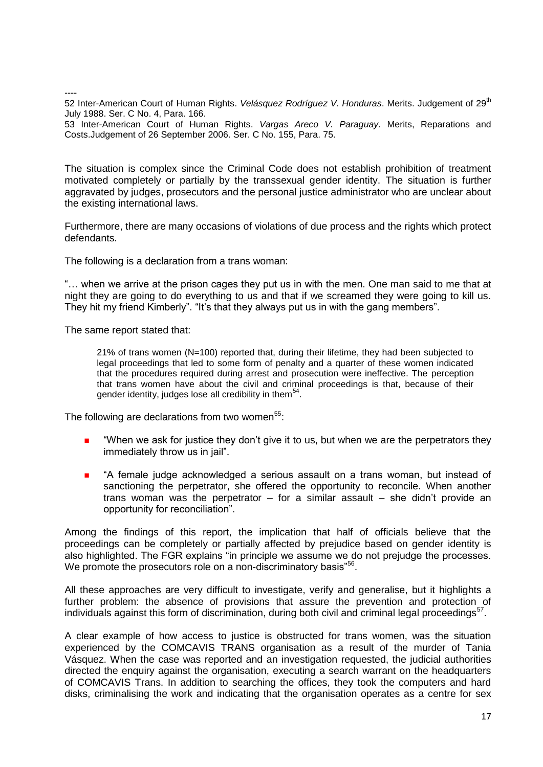----

52 Inter-American Court of Human Rights. *Velásquez Rodríguez V. Honduras*. Merits. Judgement of 29th July 1988. Ser. C No. 4, Para. 166.

53 Inter-American Court of Human Rights. *Vargas Areco V. Paraguay*. Merits, Reparations and Costs.Judgement of 26 September 2006. Ser. C No. 155, Para. 75.

The situation is complex since the Criminal Code does not establish prohibition of treatment motivated completely or partially by the transsexual gender identity. The situation is further aggravated by judges, prosecutors and the personal justice administrator who are unclear about the existing international laws.

Furthermore, there are many occasions of violations of due process and the rights which protect defendants.

The following is a declaration from a trans woman:

"… when we arrive at the prison cages they put us in with the men. One man said to me that at night they are going to do everything to us and that if we screamed they were going to kill us. They hit my friend Kimberly". "It's that they always put us in with the gang members".

The same report stated that:

> 21% of trans women (N=100) reported that, during their lifetime, they had been subjected to legal proceedings that led to some form of penalty and a quarter of these women indicated that the procedures required during arrest and prosecution were ineffective. The perception that trans women have about the civil and criminal proceedings is that, because of their gender identity, judges lose all credibility in them[54].

The following are declarations from two women[55]:

- "When we ask for justice they don't give it to us, but when we are the perpetrators they immediately throw us in jail".
- "A female judge acknowledged a serious assault on a trans woman, but instead of sanctioning the perpetrator, she offered the opportunity to reconcile. When another trans woman was the perpetrator – for a similar assault – she didn't provide an opportunity for reconciliation".

Among the findings of this report, the implication that half of officials believe that the proceedings can be completely or partially affected by prejudice based on gender identity is also highlighted. The FGR explains "in principle we assume we do not prejudge the processes. We promote the prosecutors role on a non-discriminatory basis"[56].

All these approaches are very difficult to investigate, verify and generalise, but it highlights a further problem: the absence of provisions that assure the prevention and protection of individuals against this form of discrimination, during both civil and criminal legal proceedings[57].

A clear example of how access to justice is obstructed for trans women, was the situation experienced by the COMCAVIS TRANS organisation as a result of the murder of Tania Vásquez. When the case was reported and an investigation requested, the judicial authorities directed the enquiry against the organisation, executing a search warrant on the headquarters of COMCAVIS Trans. In addition to searching the offices, they took the computers and hard disks, criminalising the work and indicating that the organisation operates as a centre for sex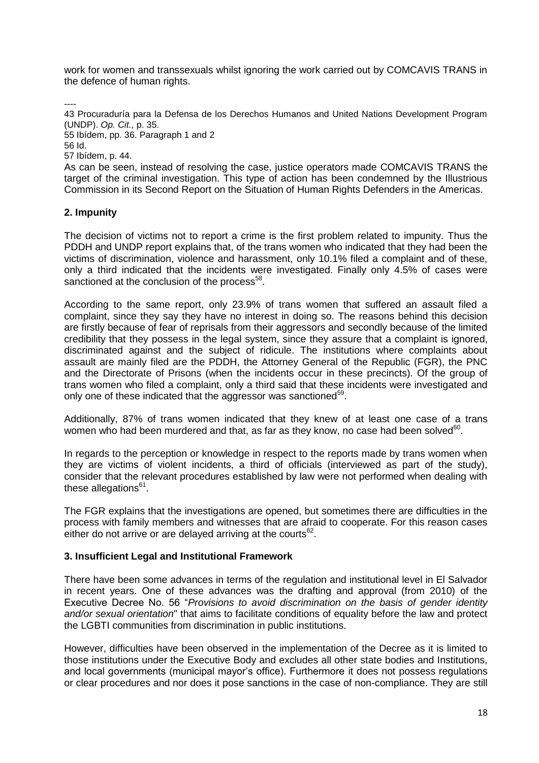work for women and transsexuals whilst ignoring the work carried out by COMCAVIS TRANS in the defence of human rights.

----

43 Procuraduría para la Defensa de los Derechos Humanos and United Nations Development Program (UNDP). *Op. Cit.,* p. 35.

55 Ibídem, pp. 36. Paragraph 1 and 2

56 Id.

57 Ibídem, p. 44.

As can be seen, instead of resolving the case, justice operators made COMCAVIS TRANS the target of the criminal investigation. This type of action has been condemned by the Illustrious Commission in its Second Report on the Situation of Human Rights Defenders in the Americas.

## 2. Impunity

The decision of victims not to report a crime is the first problem related to impunity. Thus the PDDH and UNDP report explains that, of the trans women who indicated that they had been the victims of discrimination, violence and harassment, only 10.1% filed a complaint and of these, only a third indicated that the incidents were investigated. Finally only 4.5% of cases were sanctioned at the conclusion of the process[58].

According to the same report, only 23.9% of trans women that suffered an assault filed a complaint, since they say they have no interest in doing so. The reasons behind this decision are firstly because of fear of reprisals from their aggressors and secondly because of the limited credibility that they possess in the legal system, since they assure that a complaint is ignored, discriminated against and the subject of ridicule. The institutions where complaints about assault are mainly filed are the PDDH, the Attorney General of the Republic (FGR), the PNC and the Directorate of Prisons (when the incidents occur in these precincts). Of the group of trans women who filed a complaint, only a third said that these incidents were investigated and only one of these indicated that the aggressor was sanctioned[59].

Additionally, 87% of trans women indicated that they knew of at least one case of a trans women who had been murdered and that, as far as they know, no case had been solved[60].

In regards to the perception or knowledge in respect to the reports made by trans women when they are victims of violent incidents, a third of officials (interviewed as part of the study), consider that the relevant procedures established by law were not performed when dealing with these allegations[61].

The FGR explains that the investigations are opened, but sometimes there are difficulties in the process with family members and witnesses that are afraid to cooperate. For this reason cases either do not arrive or are delayed arriving at the courts[62].

## 3. Insufficient Legal and Institutional Framework

There have been some advances in terms of the regulation and institutional level in El Salvador in recent years. One of these advances was the drafting and approval (from 2010) of the Executive Decree No. 56 "*Provisions to avoid discrimination on the basis of gender identity and/or sexual orientation*" that aims to facilitate conditions of equality before the law and protect the LGBTI communities from discrimination in public institutions.

However, difficulties have been observed in the implementation of the Decree as it is limited to those institutions under the Executive Body and excludes all other state bodies and Institutions, and local governments (municipal mayor's office). Furthermore it does not possess regulations or clear procedures and nor does it pose sanctions in the case of non-compliance. They are still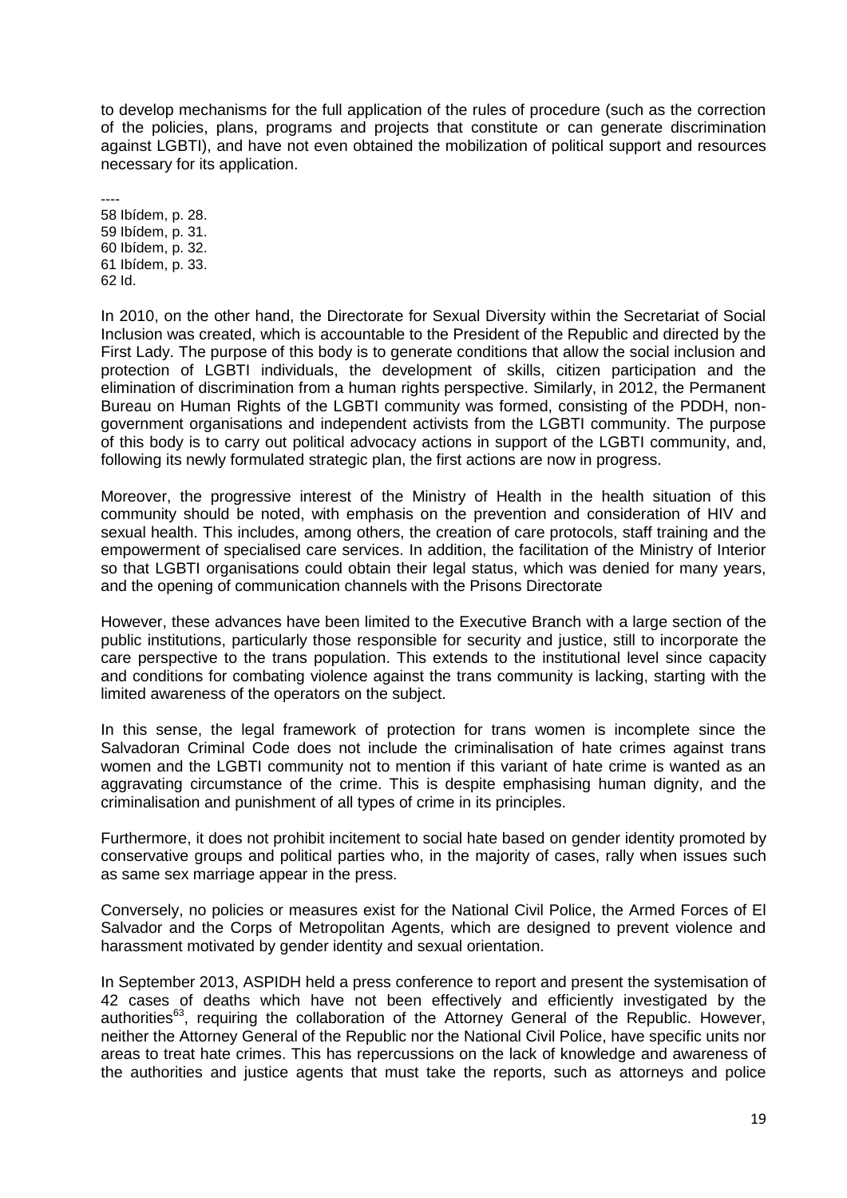to develop mechanisms for the full application of the rules of procedure (such as the correction of the policies, plans, programs and projects that constitute or can generate discrimination against LGBTI), and have not even obtained the mobilization of political support and resources necessary for its application.

----
58 Ibídem, p. 28.
59 Ibídem, p. 31.
60 Ibídem, p. 32.
61 Ibídem, p. 33.
62 Id.

In 2010, on the other hand, the Directorate for Sexual Diversity within the Secretariat of Social Inclusion was created, which is accountable to the President of the Republic and directed by the First Lady. The purpose of this body is to generate conditions that allow the social inclusion and protection of LGBTI individuals, the development of skills, citizen participation and the elimination of discrimination from a human rights perspective. Similarly, in 2012, the Permanent Bureau on Human Rights of the LGBTI community was formed, consisting of the PDDH, non-government organisations and independent activists from the LGBTI community. The purpose of this body is to carry out political advocacy actions in support of the LGBTI community, and, following its newly formulated strategic plan, the first actions are now in progress.

Moreover, the progressive interest of the Ministry of Health in the health situation of this community should be noted, with emphasis on the prevention and consideration of HIV and sexual health. This includes, among others, the creation of care protocols, staff training and the empowerment of specialised care services. In addition, the facilitation of the Ministry of Interior so that LGBTI organisations could obtain their legal status, which was denied for many years, and the opening of communication channels with the Prisons Directorate

However, these advances have been limited to the Executive Branch with a large section of the public institutions, particularly those responsible for security and justice, still to incorporate the care perspective to the trans population. This extends to the institutional level since capacity and conditions for combating violence against the trans community is lacking, starting with the limited awareness of the operators on the subject.

In this sense, the legal framework of protection for trans women is incomplete since the Salvadoran Criminal Code does not include the criminalisation of hate crimes against trans women and the LGBTI community not to mention if this variant of hate crime is wanted as an aggravating circumstance of the crime. This is despite emphasising human dignity, and the criminalisation and punishment of all types of crime in its principles.

Furthermore, it does not prohibit incitement to social hate based on gender identity promoted by conservative groups and political parties who, in the majority of cases, rally when issues such as same sex marriage appear in the press.

Conversely, no policies or measures exist for the National Civil Police, the Armed Forces of El Salvador and the Corps of Metropolitan Agents, which are designed to prevent violence and harassment motivated by gender identity and sexual orientation.

In September 2013, ASPIDH held a press conference to report and present the systemisation of 42 cases of deaths which have not been effectively and efficiently investigated by the authorities[63], requiring the collaboration of the Attorney General of the Republic. However, neither the Attorney General of the Republic nor the National Civil Police, have specific units nor areas to treat hate crimes. This has repercussions on the lack of knowledge and awareness of the authorities and justice agents that must take the reports, such as attorneys and police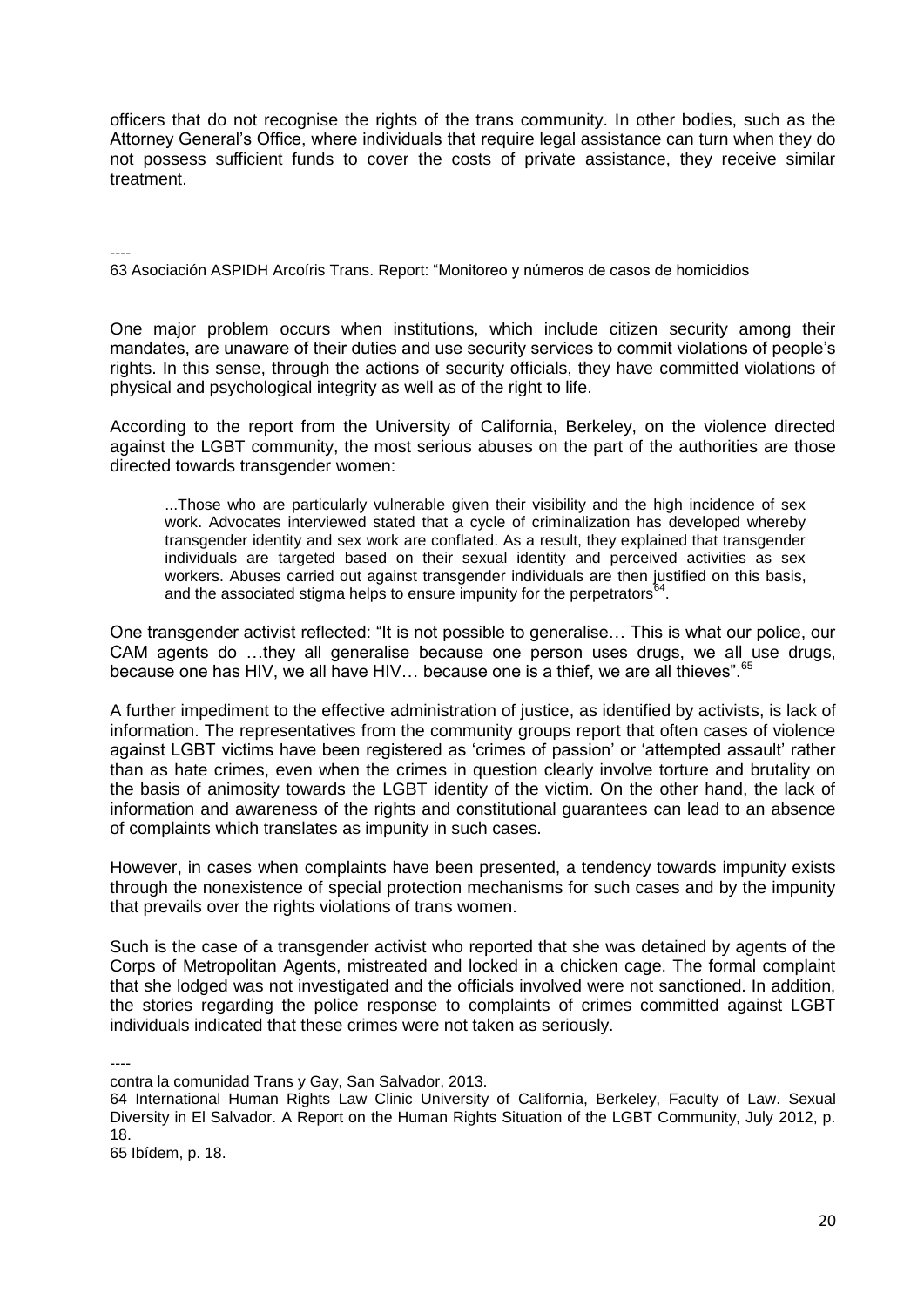officers that do not recognise the rights of the trans community. In other bodies, such as the Attorney General's Office, where individuals that require legal assistance can turn when they do not possess sufficient funds to cover the costs of private assistance, they receive similar treatment.

----

63 Asociación ASPIDH Arcoíris Trans. Report: "Monitoreo y números de casos de homicidios contra la comunidad Trans y Gay, San Salvador, 2013.

One major problem occurs when institutions, which include citizen security among their mandates, are unaware of their duties and use security services to commit violations of people's rights. In this sense, through the actions of security officials, they have committed violations of physical and psychological integrity as well as of the right to life.

According to the report from the University of California, Berkeley, on the violence directed against the LGBT community, the most serious abuses on the part of the authorities are those directed towards transgender women:

> ...Those who are particularly vulnerable given their visibility and the high incidence of sex work. Advocates interviewed stated that a cycle of criminalization has developed whereby transgender identity and sex work are conflated. As a result, they explained that transgender individuals are targeted based on their sexual identity and perceived activities as sex workers. Abuses carried out against transgender individuals are then justified on this basis, and the associated stigma helps to ensure impunity for the perpetrators[64].

One transgender activist reflected: "It is not possible to generalise… This is what our police, our CAM agents do …they all generalise because one person uses drugs, we all use drugs, because one has HIV, we all have HIV… because one is a thief, we are all thieves".[65]

A further impediment to the effective administration of justice, as identified by activists, is lack of information. The representatives from the community groups report that often cases of violence against LGBT victims have been registered as 'crimes of passion' or 'attempted assault' rather than as hate crimes, even when the crimes in question clearly involve torture and brutality on the basis of animosity towards the LGBT identity of the victim. On the other hand, the lack of information and awareness of the rights and constitutional guarantees can lead to an absence of complaints which translates as impunity in such cases.

However, in cases when complaints have been presented, a tendency towards impunity exists through the nonexistence of special protection mechanisms for such cases and by the impunity that prevails over the rights violations of trans women.

Such is the case of a transgender activist who reported that she was detained by agents of the Corps of Metropolitan Agents, mistreated and locked in a chicken cage. The formal complaint that she lodged was not investigated and the officials involved were not sanctioned. In addition, the stories regarding the police response to complaints of crimes committed against LGBT individuals indicated that these crimes were not taken as seriously.

----

64 International Human Rights Law Clinic University of California, Berkeley, Faculty of Law. Sexual Diversity in El Salvador. A Report on the Human Rights Situation of the LGBT Community, July 2012, p. 18.

65 Ibídem, p. 18.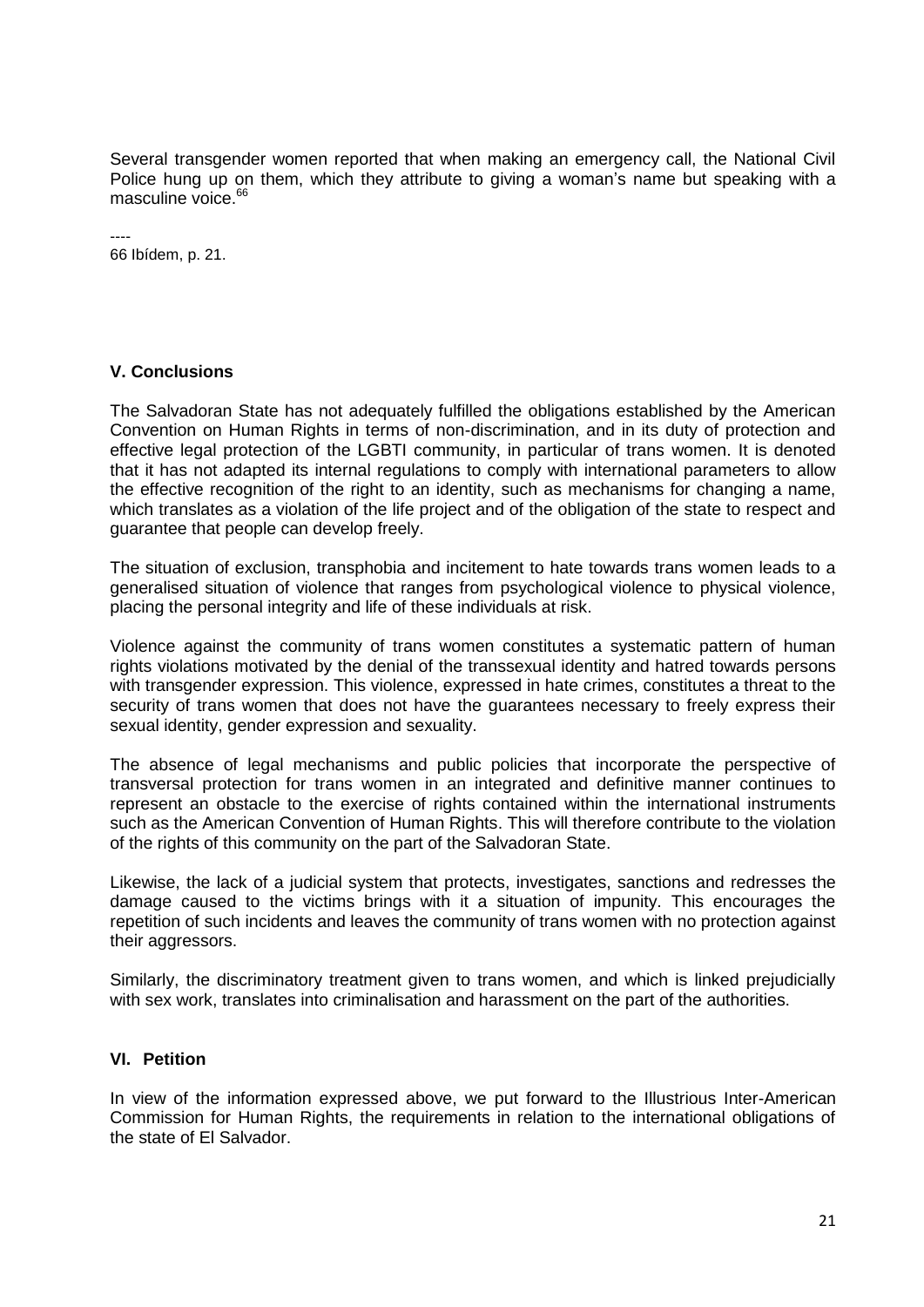Several transgender women reported that when making an emergency call, the National Civil Police hung up on them, which they attribute to giving a woman's name but speaking with a masculine voice.[66]

----
66 Ibídem, p. 21.

## V. Conclusions

The Salvadoran State has not adequately fulfilled the obligations established by the American Convention on Human Rights in terms of non-discrimination, and in its duty of protection and effective legal protection of the LGBTI community, in particular of trans women. It is denoted that it has not adapted its internal regulations to comply with international parameters to allow the effective recognition of the right to an identity, such as mechanisms for changing a name, which translates as a violation of the life project and of the obligation of the state to respect and guarantee that people can develop freely.

The situation of exclusion, transphobia and incitement to hate towards trans women leads to a generalised situation of violence that ranges from psychological violence to physical violence, placing the personal integrity and life of these individuals at risk.

Violence against the community of trans women constitutes a systematic pattern of human rights violations motivated by the denial of the transsexual identity and hatred towards persons with transgender expression. This violence, expressed in hate crimes, constitutes a threat to the security of trans women that does not have the guarantees necessary to freely express their sexual identity, gender expression and sexuality.

The absence of legal mechanisms and public policies that incorporate the perspective of transversal protection for trans women in an integrated and definitive manner continues to represent an obstacle to the exercise of rights contained within the international instruments such as the American Convention of Human Rights. This will therefore contribute to the violation of the rights of this community on the part of the Salvadoran State.

Likewise, the lack of a judicial system that protects, investigates, sanctions and redresses the damage caused to the victims brings with it a situation of impunity. This encourages the repetition of such incidents and leaves the community of trans women with no protection against their aggressors.

Similarly, the discriminatory treatment given to trans women, and which is linked prejudicially with sex work, translates into criminalisation and harassment on the part of the authorities.

## VI. Petition

In view of the information expressed above, we put forward to the Illustrious Inter-American Commission for Human Rights, the requirements in relation to the international obligations of the state of El Salvador.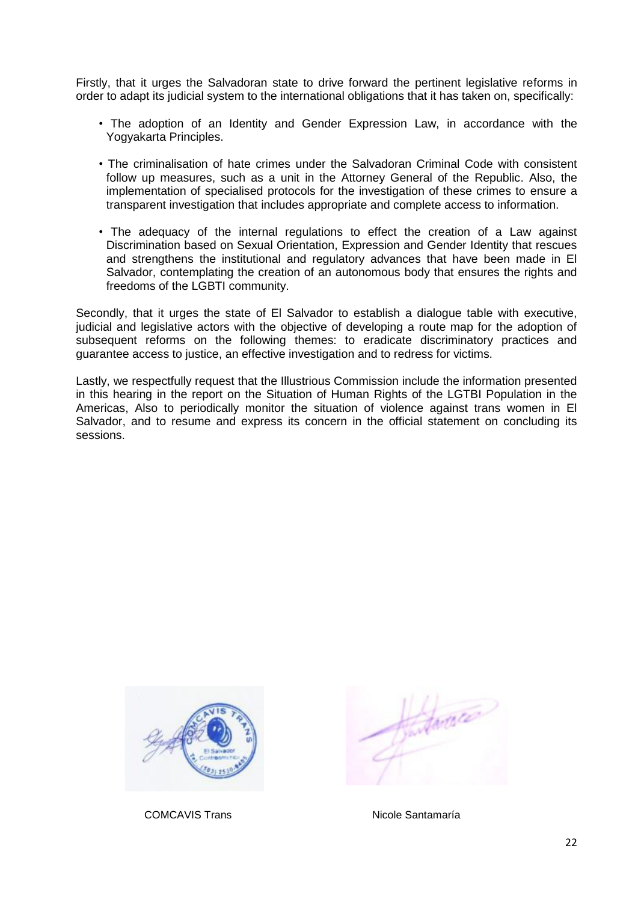Firstly, that it urges the Salvadoran state to drive forward the pertinent legislative reforms in order to adapt its judicial system to the international obligations that it has taken on, specifically:

- The adoption of an Identity and Gender Expression Law, in accordance with the Yogyakarta Principles.
- The criminalisation of hate crimes under the Salvadoran Criminal Code with consistent follow up measures, such as a unit in the Attorney General of the Republic. Also, the implementation of specialised protocols for the investigation of these crimes to ensure a transparent investigation that includes appropriate and complete access to information.
- The adequacy of the internal regulations to effect the creation of a Law against Discrimination based on Sexual Orientation, Expression and Gender Identity that rescues and strengthens the institutional and regulatory advances that have been made in El Salvador, contemplating the creation of an autonomous body that ensures the rights and freedoms of the LGBTI community.

Secondly, that it urges the state of El Salvador to establish a dialogue table with executive, judicial and legislative actors with the objective of developing a route map for the adoption of subsequent reforms on the following themes: to eradicate discriminatory practices and guarantee access to justice, an effective investigation and to redress for victims.

Lastly, we respectfully request that the Illustrious Commission include the information presented in this hearing in the report on the Situation of Human Rights of the LGTBI Population in the Americas, Also to periodically monitor the situation of violence against trans women in El Salvador, and to resume and express its concern in the official statement on concluding its sessions.

COMCAVIS Trans

Nicole Santamaría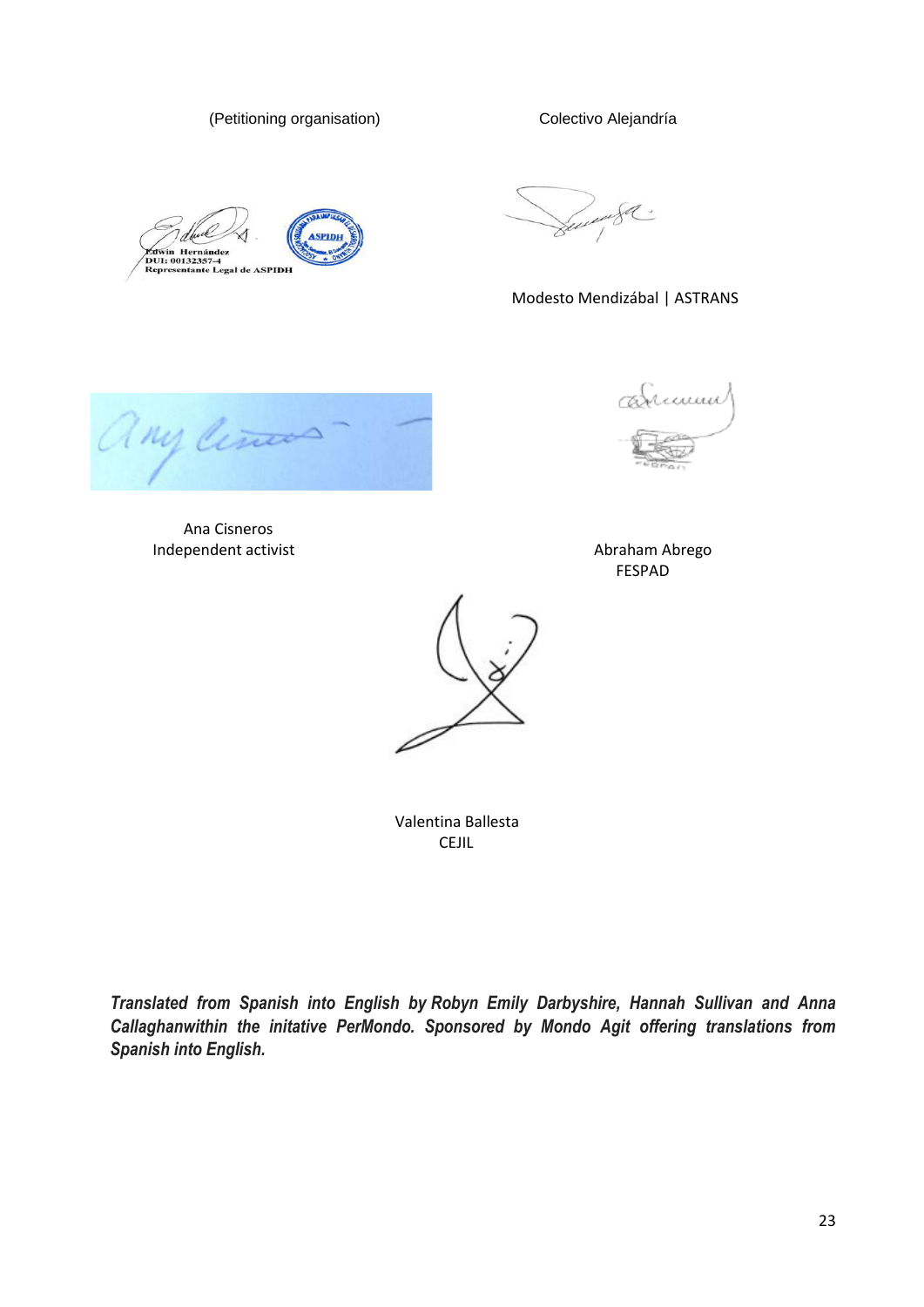(Petitioning organisation)

Colectivo Alejandría

Edwin Hernández
DUI: 00132357-4
Representante Legal de ASPIDH

Modesto Mendizábal | ASTRANS

Ana Cisneros
Independent activist

Abraham Abrego
FESPAD

Valentina Ballesta
CEJIL

***Translated from Spanish into English by Robyn Emily Darbyshire, Hannah Sullivan and Anna Callaghanwithin the initative PerMondo. Sponsored by Mondo Agit offering translations from Spanish into English.***